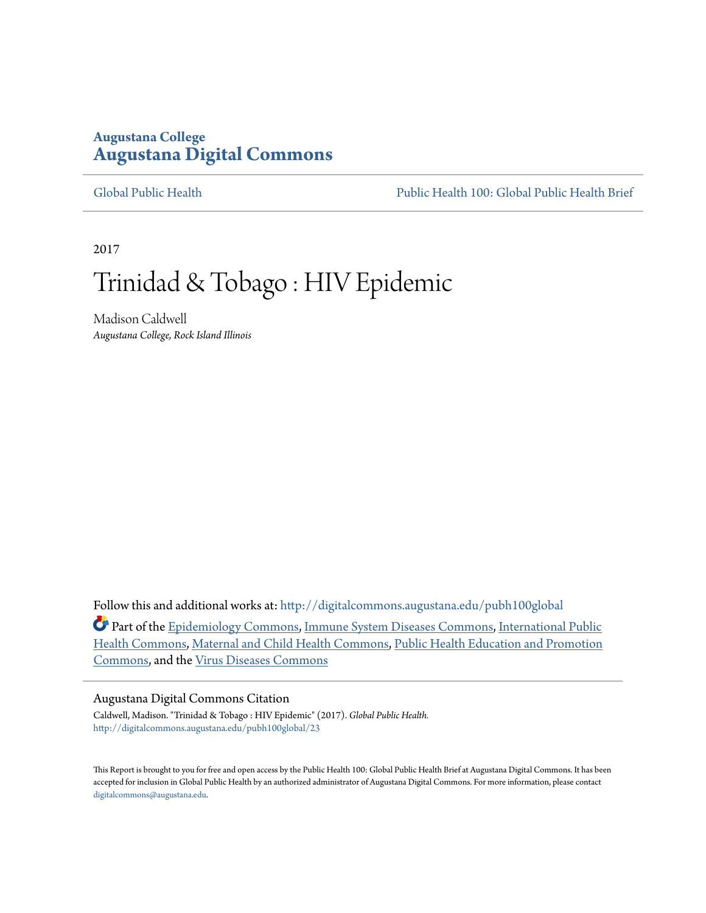**Augustana College**
# Augustana Digital Commons

Global Public Health | Public Health 100: Global Public Health Brief

2017

# Trinidad & Tobago : HIV Epidemic

Madison Caldwell
*Augustana College, Rock Island Illinois*

Follow this and additional works at: http://digitalcommons.augustana.edu/pubh100global

Part of the Epidemiology Commons, Immune System Diseases Commons, International Public Health Commons, Maternal and Child Health Commons, Public Health Education and Promotion Commons, and the Virus Diseases Commons

## Augustana Digital Commons Citation

Caldwell, Madison. "Trinidad & Tobago : HIV Epidemic" (2017). *Global Public Health.*
http://digitalcommons.augustana.edu/pubh100global/23

This Report is brought to you for free and open access by the Public Health 100: Global Public Health Brief at Augustana Digital Commons. It has been accepted for inclusion in Global Public Health by an authorized administrator of Augustana Digital Commons. For more information, please contact digitalcommons@augustana.edu.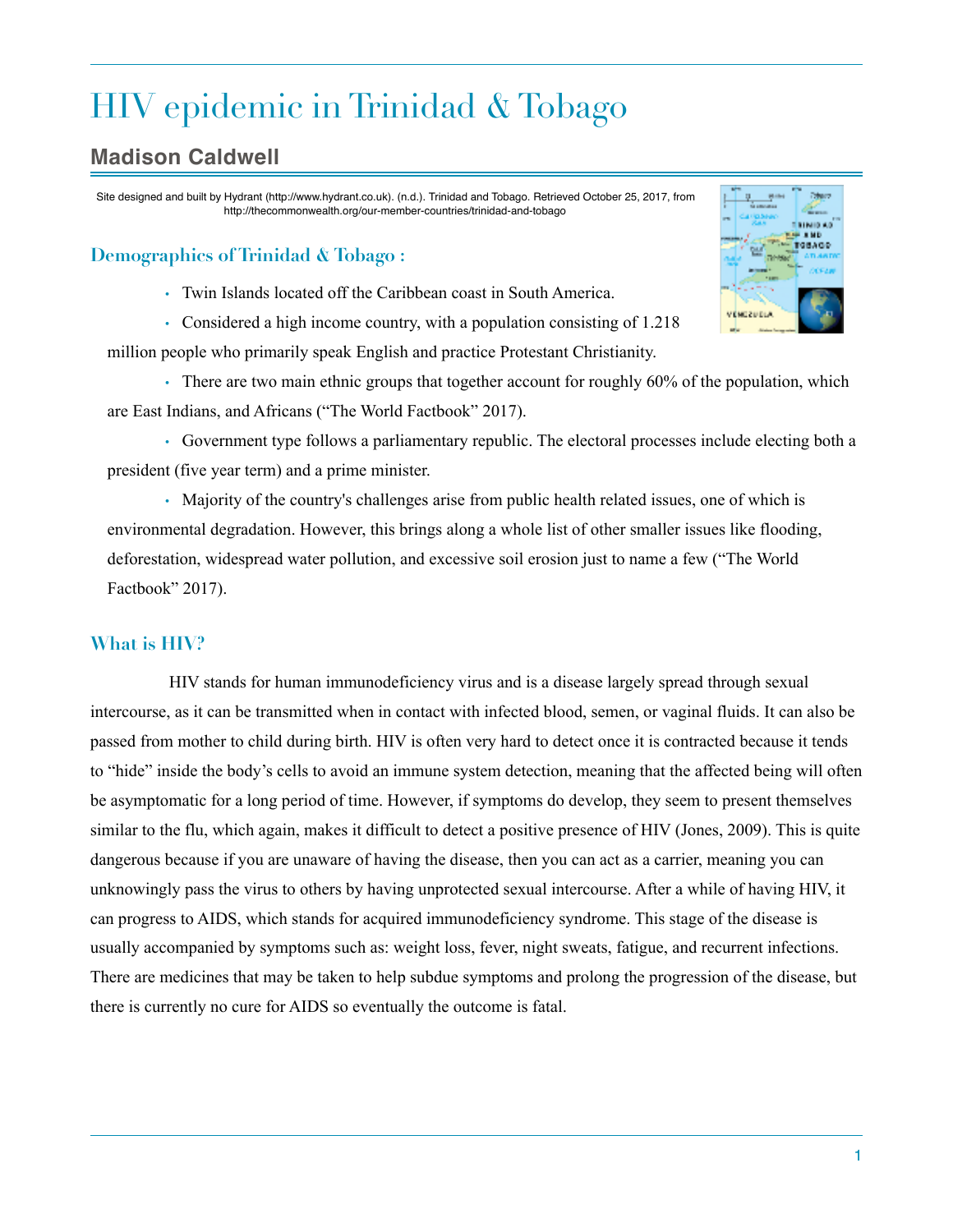# HIV epidemic in Trinidad & Tobago

## Madison Caldwell

Site designed and built by Hydrant (http://www.hydrant.co.uk). (n.d.). Trinidad and Tobago. Retrieved October 25, 2017, from http://thecommonwealth.org/our-member-countries/trinidad-and-tobago

### Demographics of Trinidad & Tobago :

- Twin Islands located off the Caribbean coast in South America.
- Considered a high income country, with a population consisting of 1.218 million people who primarily speak English and practice Protestant Christianity.
- There are two main ethnic groups that together account for roughly 60% of the population, which are East Indians, and Africans ("The World Factbook" 2017).
- Government type follows a parliamentary republic. The electoral processes include electing both a president (five year term) and a prime minister.
- Majority of the country's challenges arise from public health related issues, one of which is environmental degradation. However, this brings along a whole list of other smaller issues like flooding, deforestation, widespread water pollution, and excessive soil erosion just to name a few ("The World Factbook" 2017).

### What is HIV?

HIV stands for human immunodeficiency virus and is a disease largely spread through sexual intercourse, as it can be transmitted when in contact with infected blood, semen, or vaginal fluids. It can also be passed from mother to child during birth. HIV is often very hard to detect once it is contracted because it tends to "hide" inside the body's cells to avoid an immune system detection, meaning that the affected being will often be asymptomatic for a long period of time. However, if symptoms do develop, they seem to present themselves similar to the flu, which again, makes it difficult to detect a positive presence of HIV (Jones, 2009). This is quite dangerous because if you are unaware of having the disease, then you can act as a carrier, meaning you can unknowingly pass the virus to others by having unprotected sexual intercourse. After a while of having HIV, it can progress to AIDS, which stands for acquired immunodeficiency syndrome. This stage of the disease is usually accompanied by symptoms such as: weight loss, fever, night sweats, fatigue, and recurrent infections. There are medicines that may be taken to help subdue symptoms and prolong the progression of the disease, but there is currently no cure for AIDS so eventually the outcome is fatal.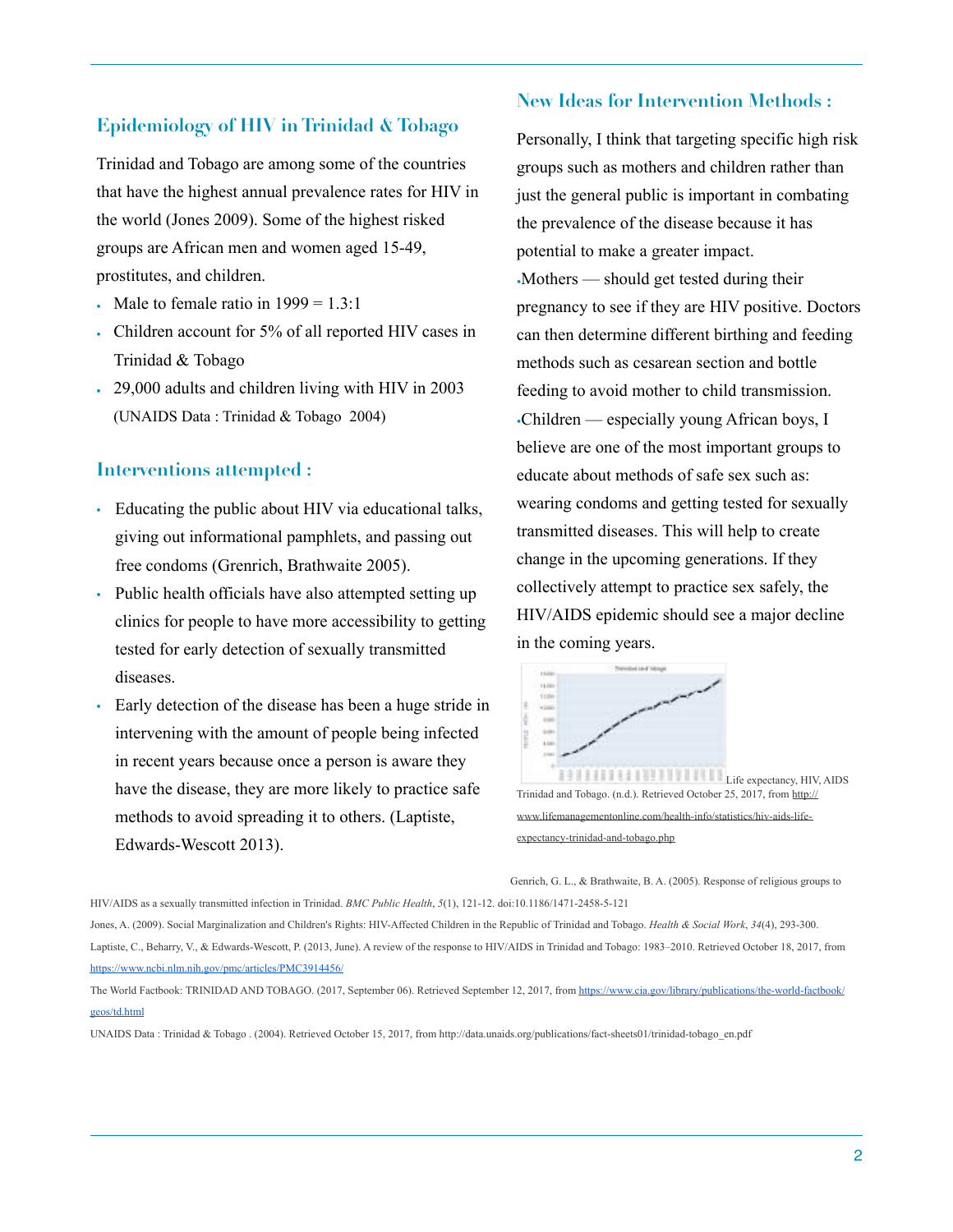## Epidemiology of HIV in Trinidad & Tobago

Trinidad and Tobago are among some of the countries that have the highest annual prevalence rates for HIV in the world (Jones 2009). Some of the highest risked groups are African men and women aged 15-49, prostitutes, and children.

- Male to female ratio in 1999 = 1.3:1
- Children account for 5% of all reported HIV cases in Trinidad & Tobago
- 29,000 adults and children living with HIV in 2003 (UNAIDS Data : Trinidad & Tobago 2004)

## Interventions attempted :

- Educating the public about HIV via educational talks, giving out informational pamphlets, and passing out free condoms (Grenrich, Brathwaite 2005).
- Public health officials have also attempted setting up clinics for people to have more accessibility to getting tested for early detection of sexually transmitted diseases.
- Early detection of the disease has been a huge stride in intervening with the amount of people being infected in recent years because once a person is aware they have the disease, they are more likely to practice safe methods to avoid spreading it to others. (Laptiste, Edwards-Wescott 2013).

## New Ideas for Intervention Methods :

Personally, I think that targeting specific high risk groups such as mothers and children rather than just the general public is important in combating the prevalence of the disease because it has potential to make a greater impact.

- Mothers — should get tested during their pregnancy to see if they are HIV positive. Doctors can then determine different birthing and feeding methods such as cesarean section and bottle feeding to avoid mother to child transmission.
- Children — especially young African boys, I believe are one of the most important groups to educate about methods of safe sex such as: wearing condoms and getting tested for sexually transmitted diseases. This will help to create change in the upcoming generations. If they collectively attempt to practice sex safely, the HIV/AIDS epidemic should see a major decline in the coming years.

Trinidad and Tobago

Life expectancy, HIV, AIDS Trinidad and Tobago. (n.d.). Retrieved October 25, 2017, from http://www.lifemanagementonline.com/health-info/statistics/hiv-aids-life-expectancy-trinidad-and-tobago.php

Genrich, G. L., & Brathwaite, B. A. (2005). Response of religious groups to HIV/AIDS as a sexually transmitted infection in Trinidad. *BMC Public Health*, *5*(1), 121-12. doi:10.1186/1471-2458-5-121

Jones, A. (2009). Social Marginalization and Children's Rights: HIV-Affected Children in the Republic of Trinidad and Tobago. *Health & Social Work*, *34*(4), 293-300.

Laptiste, C., Beharry, V., & Edwards-Wescott, P. (2013, June). A review of the response to HIV/AIDS in Trinidad and Tobago: 1983–2010. Retrieved October 18, 2017, from https://www.ncbi.nlm.nih.gov/pmc/articles/PMC3914456/

The World Factbook: TRINIDAD AND TOBAGO. (2017, September 06). Retrieved September 12, 2017, from https://www.cia.gov/library/publications/the-world-factbook/geos/td.html

UNAIDS Data : Trinidad & Tobago . (2004). Retrieved October 15, 2017, from http://data.unaids.org/publications/fact-sheets01/trinidad-tobago_en.pdf